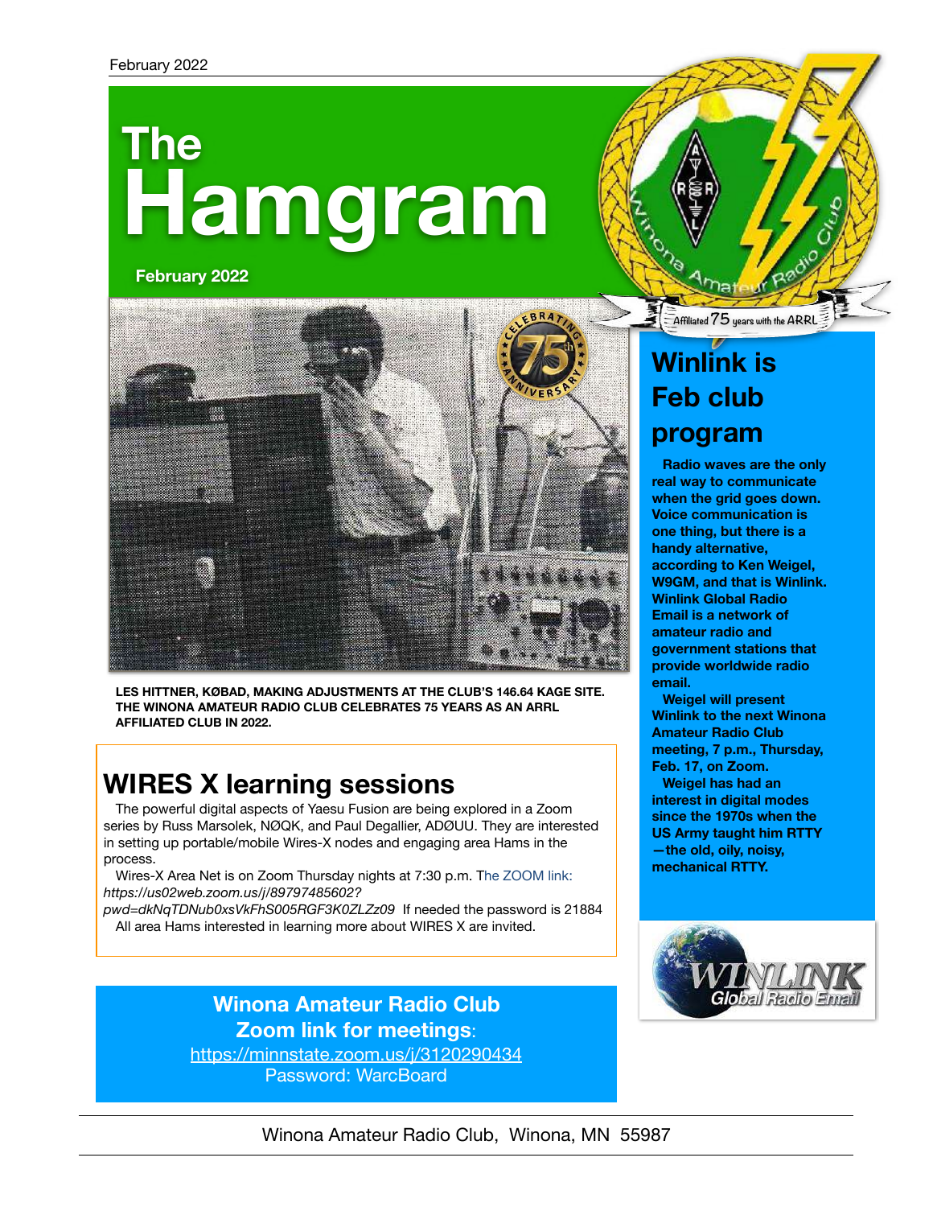# The Hamgram

**February 2022**

LES HITTNER, KØBAD, MAKING ADJUSTMENTS AT THE CLUB'S 146.64 KAGE SITE. THE WINONA AMATEUR RADIO CLUB CELEBRATES 75 YEARS AS AN ARRL AFFILIATED CLUB IN 2022.

## WIRES X learning sessions

The powerful digital aspects of Yaesu Fusion are being explored in a Zoom series by Russ Marsolek, NØQK, and Paul Degallier, ADØUU. They are interested in setting up portable/mobile Wires-X nodes and engaging area Hams in the process.

Wires-X Area Net is on Zoom Thursday nights at 7:30 p.m. The ZOOM link: *https://us02web.zoom.us/j/89797485602?pwd=dkNqTDNub0xsVkFhS005RGF3K0ZLZz09* If needed the password is 21884

All area Hams interested in learning more about WIRES X are invited.

**Winona Amateur Radio Club Zoom link for meetings**:
https://minnstate.zoom.us/j/3120290434
Password: WarcBoard

## Winlink is Feb club program

**Radio waves are the only real way to communicate when the grid goes down. Voice communication is one thing, but there is a handy alternative, according to Ken Weigel, W9GM, and that is Winlink. Winlink Global Radio Email is a network of amateur radio and government stations that provide worldwide radio email.**

**Weigel will present Winlink to the next Winona Amateur Radio Club meeting, 7 p.m., Thursday, Feb. 17, on Zoom.**

**Weigel has had an interest in digital modes since the 1970s when the US Army taught him RTTY—the old, oily, noisy, mechanical RTTY.**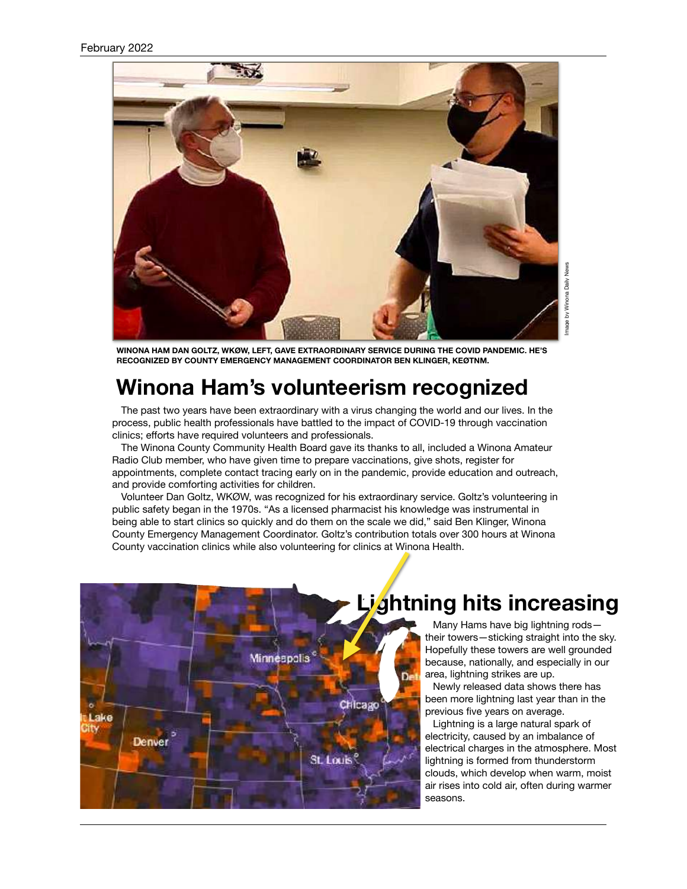WINONA HAM DAN GOLTZ, WKØW, LEFT, GAVE EXTRAORDINARY SERVICE DURING THE COVID PANDEMIC. HE'S RECOGNIZED BY COUNTY EMERGENCY MANAGEMENT COORDINATOR BEN KLINGER, KEØTNM.

Image by Winona Daily News

# Winona Ham's volunteerism recognized

The past two years have been extraordinary with a virus changing the world and our lives. In the process, public health professionals have battled to the impact of COVID-19 through vaccination clinics; efforts have required volunteers and professionals.

The Winona County Community Health Board gave its thanks to all, included a Winona Amateur Radio Club member, who have given time to prepare vaccinations, give shots, register for appointments, complete contact tracing early on in the pandemic, provide education and outreach, and provide comforting activities for children.

Volunteer Dan Goltz, WKØW, was recognized for his extraordinary service. Goltz's volunteering in public safety began in the 1970s. "As a licensed pharmacist his knowledge was instrumental in being able to start clinics so quickly and do them on the scale we did," said Ben Klinger, Winona County Emergency Management Coordinator. Goltz's contribution totals over 300 hours at Winona County vaccination clinics while also volunteering for clinics at Winona Health.

# Lightning hits increasing

Many Hams have big lightning rods—their towers—sticking straight into the sky. Hopefully these towers are well grounded because, nationally, and especially in our area, lightning strikes are up.

Newly released data shows there has been more lightning last year than in the previous five years on average.

Lightning is a large natural spark of electricity, caused by an imbalance of electrical charges in the atmosphere. Most lightning is formed from thunderstorm clouds, which develop when warm, moist air rises into cold air, often during warmer seasons.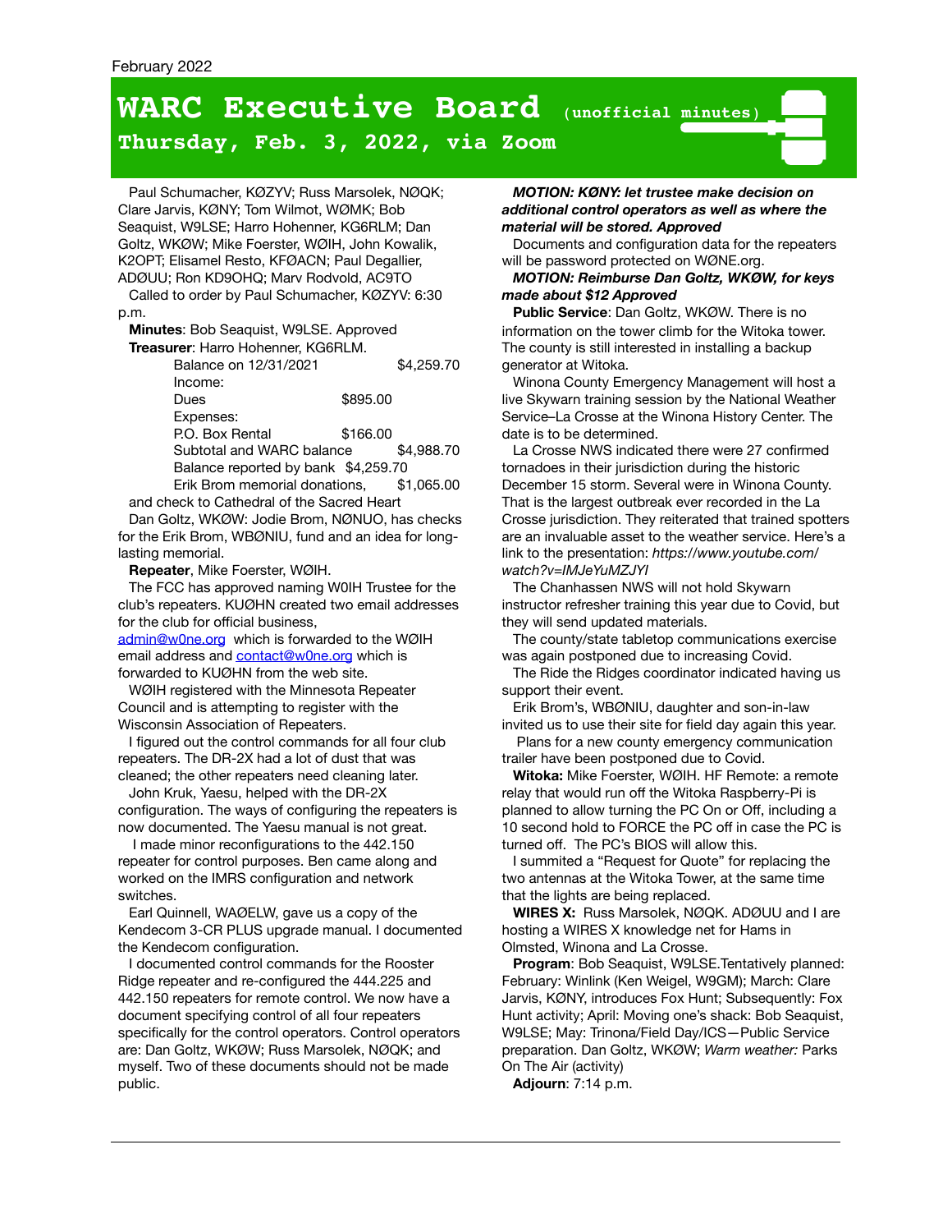February 2022

# WARC Executive Board (unofficial minutes)

## Thursday, Feb. 3, 2022, via Zoom

Paul Schumacher, KØZYV; Russ Marsolek, NØQK; Clare Jarvis, KØNY; Tom Wilmot, WØMK; Bob Seaquist, W9LSE; Harro Hohenner, KG6RLM; Dan Goltz, WKØW; Mike Foerster, WØIH, John Kowalik, K2OPT; Elisamel Resto, KFØACN; Paul Degallier, ADØUU; Ron KD9OHQ; Marv Rodvold, AC9TO

Called to order by Paul Schumacher, KØZYV: 6:30 p.m.

**Minutes**: Bob Seaquist, W9LSE. Approved

**Treasurer**: Harro Hohenner, KG6RLM.

| | | |
|---|---|---|
| Balance on 12/31/2021 | | $4,259.70 |
| Income: | | |
| Dues | $895.00 | |
| Expenses: | | |
| P.O. Box Rental | $166.00 | |
| Subtotal and WARC balance | | $4,988.70 |
| Balance reported by bank | $4,259.70 | |
| Erik Brom memorial donations, | | $1,065.00 |

and check to Cathedral of the Sacred Heart

Dan Goltz, WKØW: Jodie Brom, NØNUO, has checks for the Erik Brom, WBØNIU, fund and an idea for long-lasting memorial.

**Repeater**, Mike Foerster, WØIH.

The FCC has approved naming W0IH Trustee for the club's repeaters. KUØHN created two email addresses for the club for official business, admin@w0ne.org which is forwarded to the WØIH email address and contact@w0ne.org which is forwarded to KUØHN from the web site.

WØIH registered with the Minnesota Repeater Council and is attempting to register with the Wisconsin Association of Repeaters.

I figured out the control commands for all four club repeaters. The DR-2X had a lot of dust that was cleaned; the other repeaters need cleaning later.

John Kruk, Yaesu, helped with the DR-2X configuration. The ways of configuring the repeaters is now documented. The Yaesu manual is not great.

I made minor reconfigurations to the 442.150 repeater for control purposes. Ben came along and worked on the IMRS configuration and network switches.

Earl Quinnell, WAØELW, gave us a copy of the Kendecom 3-CR PLUS upgrade manual. I documented the Kendecom configuration.

I documented control commands for the Rooster Ridge repeater and re-configured the 444.225 and 442.150 repeaters for remote control. We now have a document specifying control of all four repeaters specifically for the control operators. Control operators are: Dan Goltz, WKØW; Russ Marsolek, NØQK; and myself. Two of these documents should not be made public.

***MOTION: KØNY: let trustee make decision on additional control operators as well as where the material will be stored. Approved***

Documents and configuration data for the repeaters will be password protected on WØNE.org.

***MOTION: Reimburse Dan Goltz, WKØW, for keys made about $12 Approved***

**Public Service**: Dan Goltz, WKØW. There is no information on the tower climb for the Witoka tower. The county is still interested in installing a backup generator at Witoka.

Winona County Emergency Management will host a live Skywarn training session by the National Weather Service–La Crosse at the Winona History Center. The date is to be determined.

La Crosse NWS indicated there were 27 confirmed tornadoes in their jurisdiction during the historic December 15 storm. Several were in Winona County. That is the largest outbreak ever recorded in the La Crosse jurisdiction. They reiterated that trained spotters are an invaluable asset to the weather service. Here's a link to the presentation: *https://www.youtube.com/watch?v=lMJeYuMZJYI*

The Chanhassen NWS will not hold Skywarn instructor refresher training this year due to Covid, but they will send updated materials.

The county/state tabletop communications exercise was again postponed due to increasing Covid.

The Ride the Ridges coordinator indicated having us support their event.

Erik Brom's, WBØNIU, daughter and son-in-law invited us to use their site for field day again this year.

Plans for a new county emergency communication trailer have been postponed due to Covid.

**Witoka:** Mike Foerster, WØIH. HF Remote: a remote relay that would run off the Witoka Raspberry-Pi is planned to allow turning the PC On or Off, including a 10 second hold to FORCE the PC off in case the PC is turned off. The PC's BIOS will allow this.

I summited a "Request for Quote" for replacing the two antennas at the Witoka Tower, at the same time that the lights are being replaced.

**WIRES X:** Russ Marsolek, NØQK. ADØUU and I are hosting a WIRES X knowledge net for Hams in Olmsted, Winona and La Crosse.

**Program**: Bob Seaquist, W9LSE.Tentatively planned: February: Winlink (Ken Weigel, W9GM); March: Clare Jarvis, KØNY, introduces Fox Hunt; Subsequently: Fox Hunt activity; April: Moving one's shack: Bob Seaquist, W9LSE; May: Trinona/Field Day/ICS—Public Service preparation. Dan Goltz, WKØW; *Warm weather:* Parks On The Air (activity)

**Adjourn**: 7:14 p.m.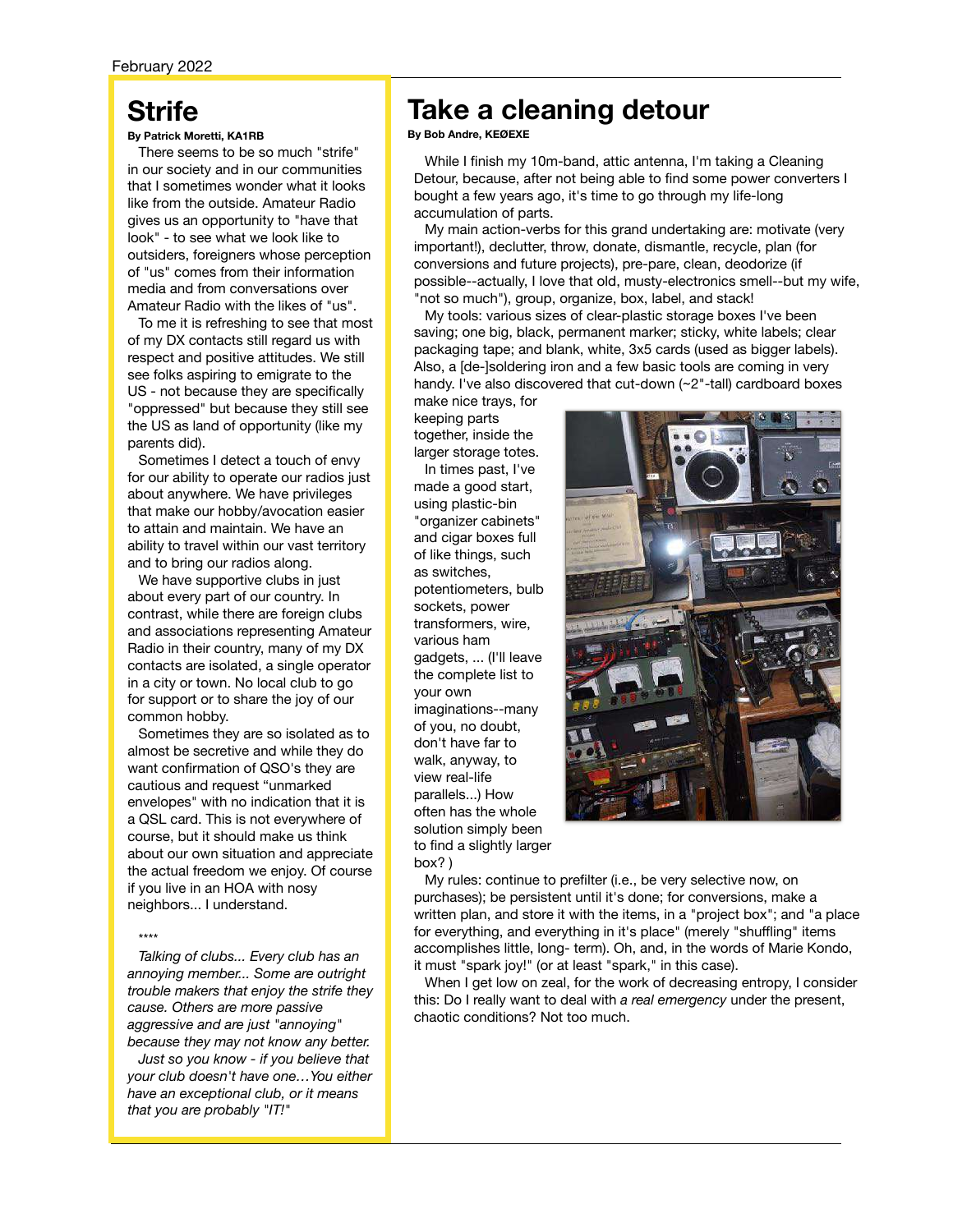February 2022

# Strife

**By Patrick Moretti, KA1RB**

There seems to be so much "strife" in our society and in our communities that I sometimes wonder what it looks like from the outside. Amateur Radio gives us an opportunity to "have that look" - to see what we look like to outsiders, foreigners whose perception of "us" comes from their information media and from conversations over Amateur Radio with the likes of "us".

To me it is refreshing to see that most of my DX contacts still regard us with respect and positive attitudes. We still see folks aspiring to emigrate to the US - not because they are specifically "oppressed" but because they still see the US as land of opportunity (like my parents did).

Sometimes I detect a touch of envy for our ability to operate our radios just about anywhere. We have privileges that make our hobby/avocation easier to attain and maintain. We have an ability to travel within our vast territory and to bring our radios along.

We have supportive clubs in just about every part of our country. In contrast, while there are foreign clubs and associations representing Amateur Radio in their country, many of my DX contacts are isolated, a single operator in a city or town. No local club to go for support or to share the joy of our common hobby.

Sometimes they are so isolated as to almost be secretive and while they do want confirmation of QSO's they are cautious and request "unmarked envelopes" with no indication that it is a QSL card. This is not everywhere of course, but it should make us think about our own situation and appreciate the actual freedom we enjoy. Of course if you live in an HOA with nosy neighbors... I understand.

\*\*\*\*

*Talking of clubs... Every club has an annoying member... Some are outright trouble makers that enjoy the strife they cause. Others are more passive aggressive and are just "annoying" because they may not know any better.*

*Just so you know - if you believe that your club doesn't have one…You either have an exceptional club, or it means that you are probably "IT!"*

# Take a cleaning detour

**By Bob Andre, KEØEXE**

While I finish my 10m-band, attic antenna, I'm taking a Cleaning Detour, because, after not being able to find some power converters I bought a few years ago, it's time to go through my life-long accumulation of parts.

My main action-verbs for this grand undertaking are: motivate (very important!), declutter, throw, donate, dismantle, recycle, plan (for conversions and future projects), pre-pare, clean, deodorize (if possible--actually, I love that old, musty-electronics smell--but my wife, "not so much"), group, organize, box, label, and stack!

My tools: various sizes of clear-plastic storage boxes I've been saving; one big, black, permanent marker; sticky, white labels; clear packaging tape; and blank, white, 3x5 cards (used as bigger labels). Also, a [de-]soldering iron and a few basic tools are coming in very handy. I've also discovered that cut-down (~2"-tall) cardboard boxes make nice trays, for keeping parts together, inside the larger storage totes.

In times past, I've made a good start, using plastic-bin "organizer cabinets" and cigar boxes full of like things, such as switches, potentiometers, bulb sockets, power transformers, wire, various ham gadgets, ... (I'll leave the complete list to your own imaginations--many of you, no doubt, don't have far to walk, anyway, to view real-life parallels...) How often has the whole solution simply been to find a slightly larger box? )

My rules: continue to prefilter (i.e., be very selective now, on purchases); be persistent until it's done; for conversions, make a written plan, and store it with the items, in a "project box"; and "a place for everything, and everything in it's place" (merely "shuffling" items accomplishes little, long- term). Oh, and, in the words of Marie Kondo, it must "spark joy!" (or at least "spark," in this case).

When I get low on zeal, for the work of decreasing entropy, I consider this: Do I really want to deal with *a real emergency* under the present, chaotic conditions? Not too much.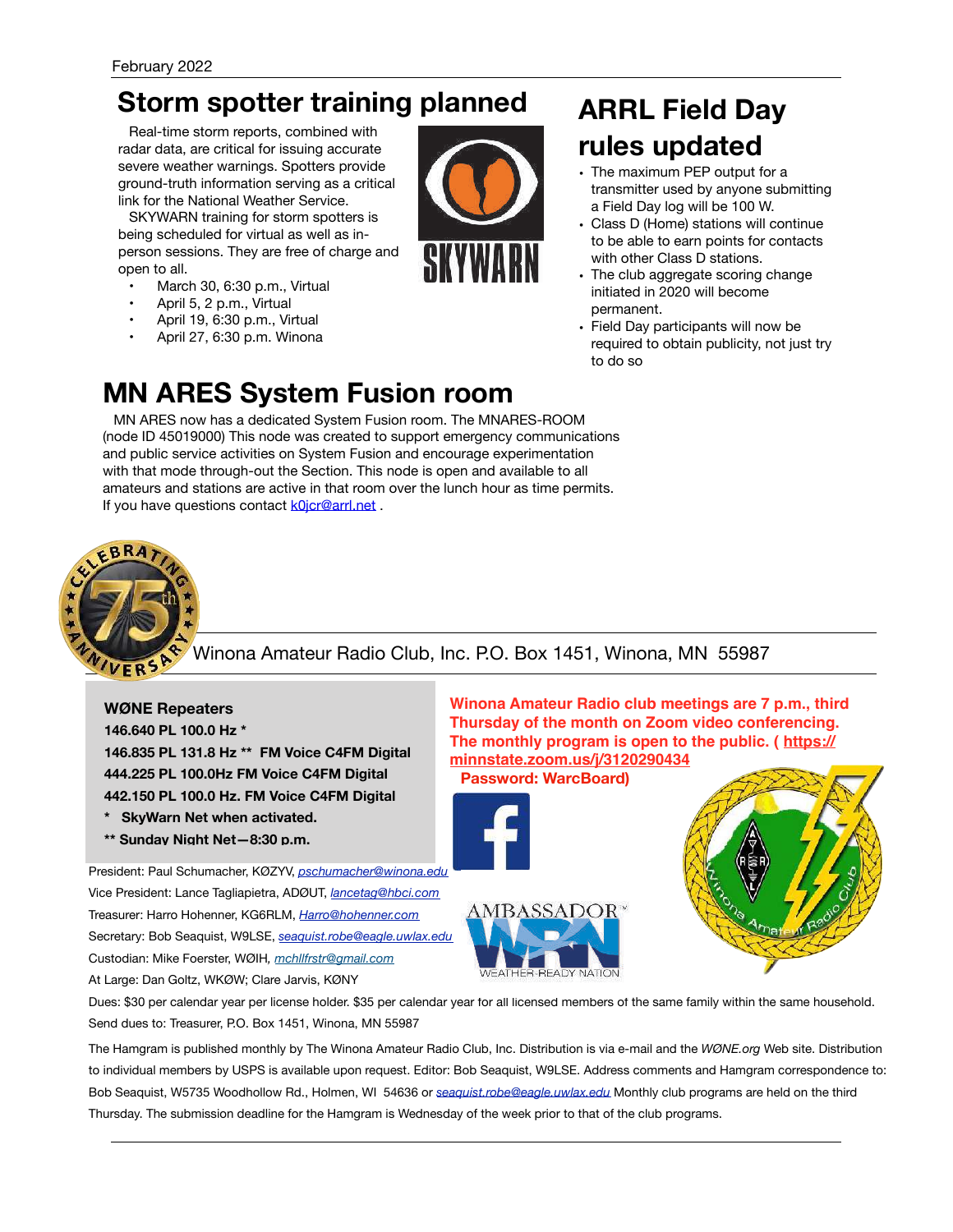February 2022

## Storm spotter training planned

Real-time storm reports, combined with radar data, are critical for issuing accurate severe weather warnings. Spotters provide ground-truth information serving as a critical link for the National Weather Service.

SKYWARN training for storm spotters is being scheduled for virtual as well as in-person sessions. They are free of charge and open to all.

- March 30, 6:30 p.m., Virtual
- April 5, 2 p.m., Virtual
- April 19, 6:30 p.m., Virtual
- April 27, 6:30 p.m. Winona

## ARRL Field Day rules updated

- The maximum PEP output for a transmitter used by anyone submitting a Field Day log will be 100 W.
- Class D (Home) stations will continue to be able to earn points for contacts with other Class D stations.
- The club aggregate scoring change initiated in 2020 will become permanent.
- Field Day participants will now be required to obtain publicity, not just try to do so

## MN ARES System Fusion room

MN ARES now has a dedicated System Fusion room. The MNARES-ROOM (node ID 45019000) This node was created to support emergency communications and public service activities on System Fusion and encourage experimentation with that mode through-out the Section. This node is open and available to all amateurs and stations are active in that room over the lunch hour as time permits. If you have questions contact k0jcr@arrl.net .

Winona Amateur Radio Club, Inc. P.O. Box 1451, Winona, MN 55987

**WØNE Repeaters**
**146.640 PL 100.0 Hz ***
**146.835 PL 131.8 Hz ** FM Voice C4FM Digital**
**444.225 PL 100.0Hz FM Voice C4FM Digital**
**442.150 PL 100.0 Hz. FM Voice C4FM Digital**
**\* SkyWarn Net when activated.**
**\*\* Sunday Night Net—8:30 p.m.**

**Winona Amateur Radio club meetings are 7 p.m., third Thursday of the month on Zoom video conferencing. The monthly program is open to the public. ( https://minnstate.zoom.us/j/3120290434 Password: WarcBoard)**

President: Paul Schumacher, KØZYV, *pschumacher@winona.edu*
Vice President: Lance Tagliapietra, ADØUT, *lancetag@hbci.com*
Treasurer: Harro Hohenner, KG6RLM, *Harro@hohenner.com*
Secretary: Bob Seaquist, W9LSE, *seaquist.robe@eagle.uwlax.edu*
Custodian: Mike Foerster, WØIH, *mchllfrstr@gmail.com*
At Large: Dan Goltz, WKØW; Clare Jarvis, KØNY

Dues: $30 per calendar year per license holder. $35 per calendar year for all licensed members of the same family within the same household. Send dues to: Treasurer, P.O. Box 1451, Winona, MN 55987

The Hamgram is published monthly by The Winona Amateur Radio Club, Inc. Distribution is via e-mail and the *WØNE.org* Web site. Distribution to individual members by USPS is available upon request. Editor: Bob Seaquist, W9LSE. Address comments and Hamgram correspondence to: Bob Seaquist, W5735 Woodhollow Rd., Holmen, WI 54636 or *seaquist.robe@eagle.uwlax.edu* Monthly club programs are held on the third Thursday. The submission deadline for the Hamgram is Wednesday of the week prior to that of the club programs.